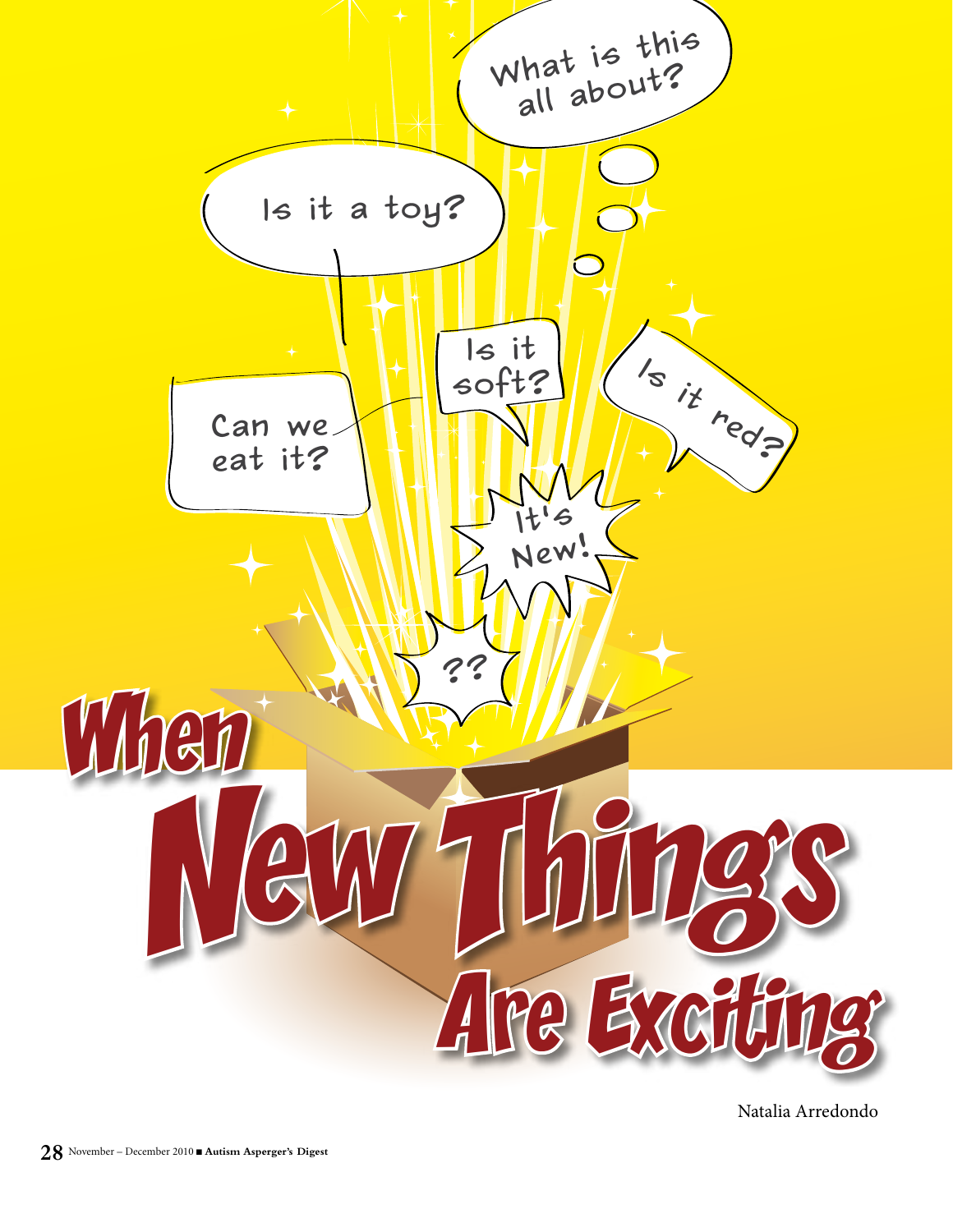# When New Things Are Exciting

Natalia Arredondo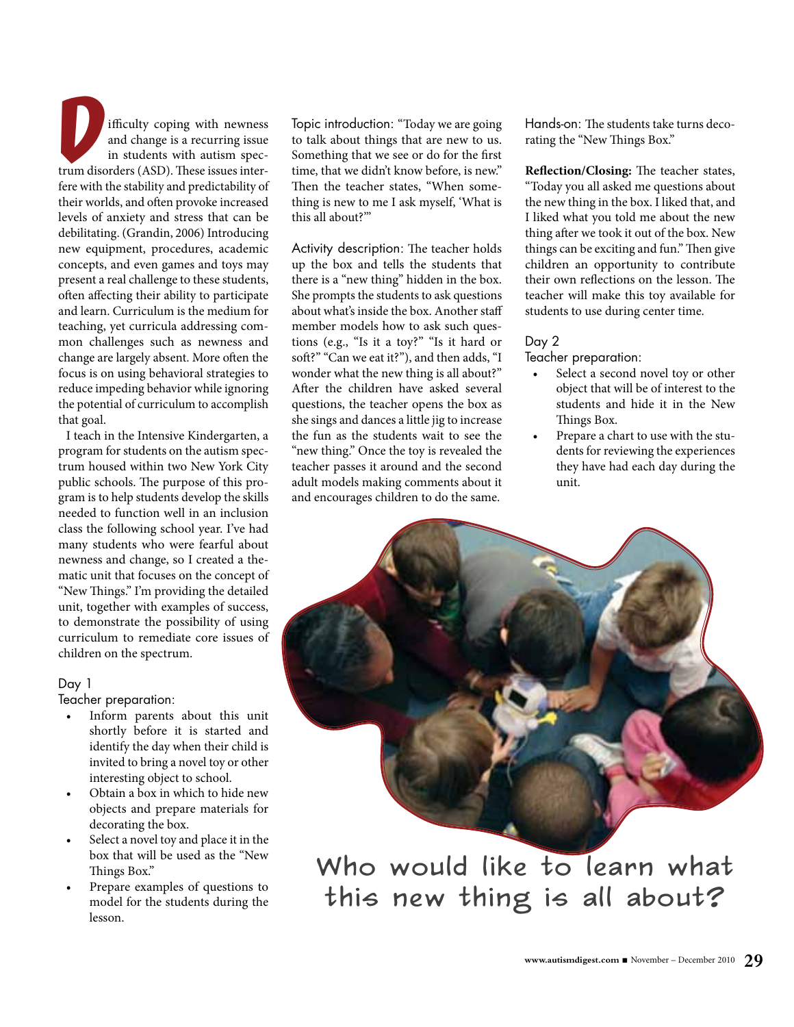Difficulty coping with newness and change is a recurring issue in students with autism spectrum disorders (ASD). These issues interfere with the stability and predictability of their worlds, and often provoke increased levels of anxiety and stress that can be debilitating. (Grandin, 2006) Introducing new equipment, procedures, academic concepts, and even games and toys may present a real challenge to these students, often affecting their ability to participate and learn. Curriculum is the medium for teaching, yet curricula addressing common challenges such as newness and change are largely absent. More often the focus is on using behavioral strategies to reduce impeding behavior while ignoring the potential of curriculum to accomplish that goal.

I teach in the Intensive Kindergarten, a program for students on the autism spectrum housed within two New York City public schools. The purpose of this program is to help students develop the skills needed to function well in an inclusion class the following school year. I've had many students who were fearful about newness and change, so I created a thematic unit that focuses on the concept of "New Things." I'm providing the detailed unit, together with examples of success, to demonstrate the possibility of using curriculum to remediate core issues of children on the spectrum.

### Day 1

Teacher preparation:

- Inform parents about this unit shortly before it is started and identify the day when their child is invited to bring a novel toy or other interesting object to school.
- Obtain a box in which to hide new objects and prepare materials for decorating the box.
- Select a novel toy and place it in the box that will be used as the "New Things Box."
- Prepare examples of questions to model for the students during the lesson.

Topic introduction: "Today we are going to talk about things that are new to us. Something that we see or do for the first time, that we didn't know before, is new." Then the teacher states, "When something is new to me I ask myself, 'What is this all about?'"

Activity description: The teacher holds up the box and tells the students that there is a "new thing" hidden in the box. She prompts the students to ask questions about what's inside the box. Another staff member models how to ask such questions (e.g., "Is it a toy?" "Is it hard or soft?" "Can we eat it?"), and then adds, "I wonder what the new thing is all about?" After the children have asked several questions, the teacher opens the box as she sings and dances a little jig to increase the fun as the students wait to see the "new thing." Once the toy is revealed the teacher passes it around and the second adult models making comments about it and encourages children to do the same.

Hands-on: The students take turns decorating the "New Things Box."

**Reflection/Closing:** The teacher states, "Today you all asked me questions about the new thing in the box. I liked that, and I liked what you told me about the new thing after we took it out of the box. New things can be exciting and fun." Then give children an opportunity to contribute their own reflections on the lesson. The teacher will make this toy available for students to use during center time.

### Day 2

Teacher preparation:

- Select a second novel toy or other object that will be of interest to the students and hide it in the New Things Box.
- Prepare a chart to use with the students for reviewing the experiences they have had each day during the unit.

Who would like to learn what this new thing is all about?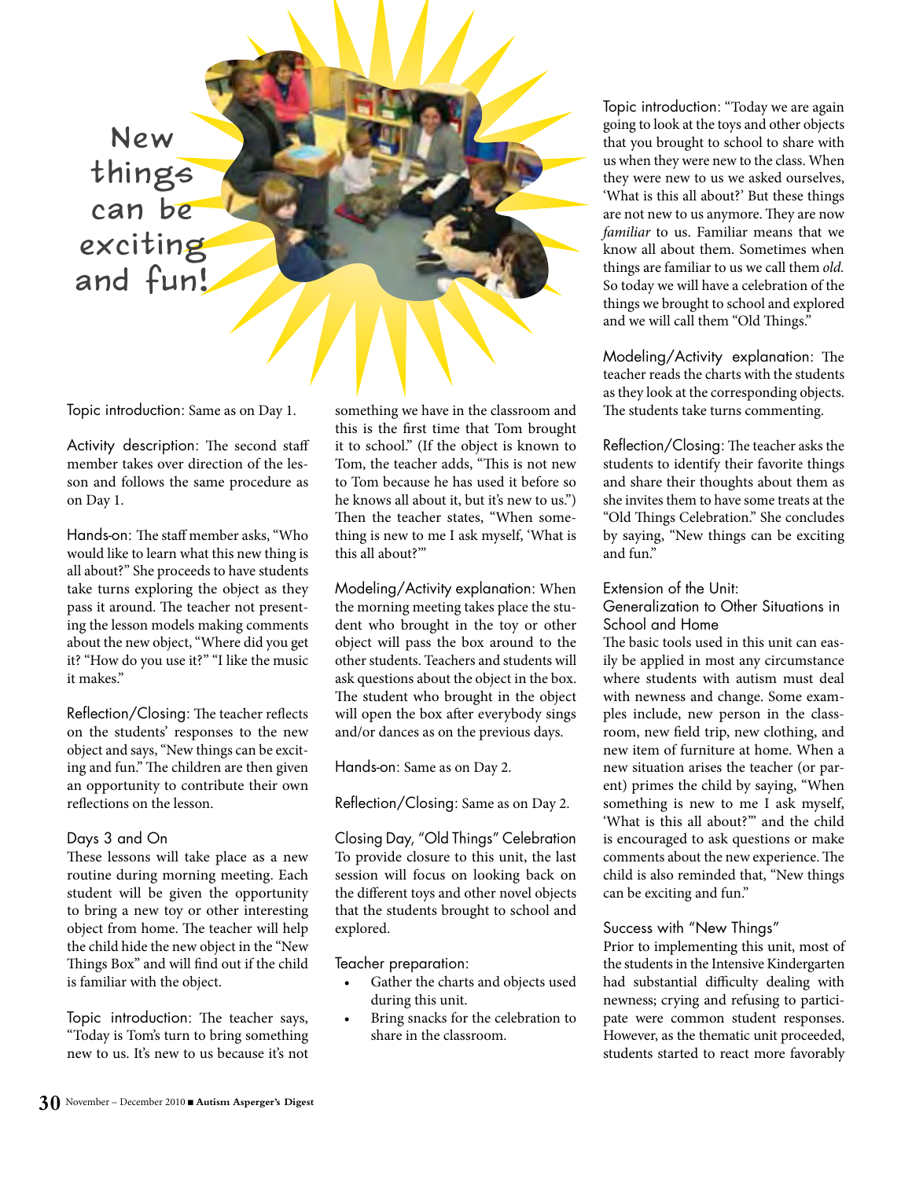# New things can be exciting and fun!

Topic introduction: Same as on Day 1.

Activity description: The second staff member takes over direction of the lesson and follows the same procedure as on Day 1.

Hands-on: The staff member asks, "Who would like to learn what this new thing is all about?" She proceeds to have students take turns exploring the object as they pass it around. The teacher not presenting the lesson models making comments about the new object, "Where did you get it? "How do you use it?" "I like the music it makes."

Reflection/Closing: The teacher reflects on the students' responses to the new object and says, "New things can be exciting and fun." The children are then given an opportunity to contribute their own reflections on the lesson.

### Days 3 and On

These lessons will take place as a new routine during morning meeting. Each student will be given the opportunity to bring a new toy or other interesting object from home. The teacher will help the child hide the new object in the "New Things Box" and will find out if the child is familiar with the object.

Topic introduction: The teacher says, "Today is Tom's turn to bring something new to us. It's new to us because it's not something we have in the classroom and this is the first time that Tom brought it to school." (If the object is known to Tom, the teacher adds, "This is not new to Tom because he has used it before so he knows all about it, but it's new to us.") Then the teacher states, "When something is new to me I ask myself, 'What is this all about?'"

Modeling/Activity explanation: When the morning meeting takes place the student who brought in the toy or other object will pass the box around to the other students. Teachers and students will ask questions about the object in the box. The student who brought in the object will open the box after everybody sings and/or dances as on the previous days.

Hands-on: Same as on Day 2.

Reflection/Closing: Same as on Day 2.

### Closing Day, "Old Things" Celebration

To provide closure to this unit, the last session will focus on looking back on the different toys and other novel objects that the students brought to school and explored.

Teacher preparation:

- Gather the charts and objects used during this unit.
- Bring snacks for the celebration to share in the classroom.

Topic introduction: "Today we are again going to look at the toys and other objects that you brought to school to share with us when they were new to the class. When they were new to us we asked ourselves, 'What is this all about?' But these things are not new to us anymore. They are now *familiar* to us. Familiar means that we know all about them. Sometimes when things are familiar to us we call them *old.* So today we will have a celebration of the things we brought to school and explored and we will call them "Old Things."

Modeling/Activity explanation: The teacher reads the charts with the students as they look at the corresponding objects. The students take turns commenting.

Reflection/Closing: The teacher asks the students to identify their favorite things and share their thoughts about them as she invites them to have some treats at the "Old Things Celebration." She concludes by saying, "New things can be exciting and fun."

### Extension of the Unit: Generalization to Other Situations in School and Home

The basic tools used in this unit can easily be applied in most any circumstance where students with autism must deal with newness and change. Some examples include, new person in the classroom, new field trip, new clothing, and new item of furniture at home. When a new situation arises the teacher (or parent) primes the child by saying, "When something is new to me I ask myself, 'What is this all about?'" and the child is encouraged to ask questions or make comments about the new experience. The child is also reminded that, "New things can be exciting and fun."

### Success with "New Things"

Prior to implementing this unit, most of the students in the Intensive Kindergarten had substantial difficulty dealing with newness; crying and refusing to participate were common student responses. However, as the thematic unit proceeded, students started to react more favorably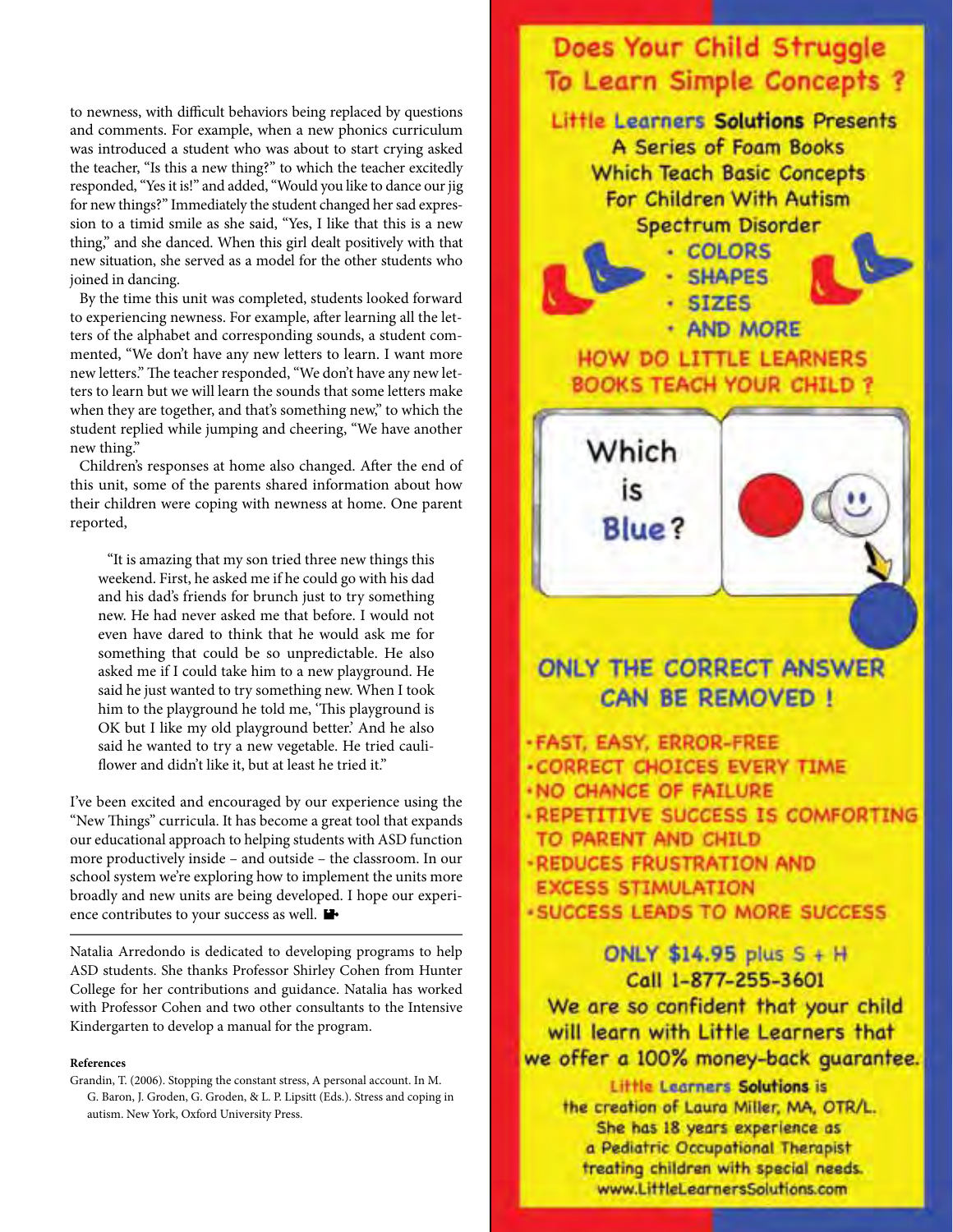to newness, with difficult behaviors being replaced by questions and comments. For example, when a new phonics curriculum was introduced a student who was about to start crying asked the teacher, "Is this a new thing?" to which the teacher excitedly responded, "Yes it is!" and added, "Would you like to dance our jig for new things?" Immediately the student changed her sad expression to a timid smile as she said, "Yes, I like that this is a new thing," and she danced. When this girl dealt positively with that new situation, she served as a model for the other students who joined in dancing.

By the time this unit was completed, students looked forward to experiencing newness. For example, after learning all the letters of the alphabet and corresponding sounds, a student commented, "We don't have any new letters to learn. I want more new letters." The teacher responded, "We don't have any new letters to learn but we will learn the sounds that some letters make when they are together, and that's something new," to which the student replied while jumping and cheering, "We have another new thing."

Children's responses at home also changed. After the end of this unit, some of the parents shared information about how their children were coping with newness at home. One parent reported,

> "It is amazing that my son tried three new things this weekend. First, he asked me if he could go with his dad and his dad's friends for brunch just to try something new. He had never asked me that before. I would not even have dared to think that he would ask me for something that could be so unpredictable. He also asked me if I could take him to a new playground. He said he just wanted to try something new. When I took him to the playground he told me, 'This playground is OK but I like my old playground better.' And he also said he wanted to try a new vegetable. He tried cauliflower and didn't like it, but at least he tried it."

I've been excited and encouraged by our experience using the "New Things" curricula. It has become a great tool that expands our educational approach to helping students with ASD function more productively inside – and outside – the classroom. In our school system we're exploring how to implement the units more broadly and new units are being developed. I hope our experience contributes to your success as well.

---

Natalia Arredondo is dedicated to developing programs to help ASD students. She thanks Professor Shirley Cohen from Hunter College for her contributions and guidance. Natalia has worked with Professor Cohen and two other consultants to the Intensive Kindergarten to develop a manual for the program.

**References**

Grandin, T. (2006). Stopping the constant stress, A personal account. In M. G. Baron, J. Groden, G. Groden, & L. P. Lipsitt (Eds.). Stress and coping in autism. New York, Oxford University Press.

---

## Does Your Child Struggle To Learn Simple Concepts ?

Little Learners **Solutions** Presents
A Series of Foam Books
Which Teach Basic Concepts
For Children With Autism
Spectrum Disorder

- COLORS
- SHAPES
- SIZES
- AND MORE

**HOW DO LITTLE LEARNERS BOOKS TEACH YOUR CHILD ?**

Which is Blue?

**ONLY THE CORRECT ANSWER CAN BE REMOVED !**

- FAST, EASY, ERROR-FREE
- CORRECT CHOICES EVERY TIME
- NO CHANCE OF FAILURE
- REPETITIVE SUCCESS IS COMFORTING TO PARENT AND CHILD
- REDUCES FRUSTRATION AND EXCESS STIMULATION
- SUCCESS LEADS TO MORE SUCCESS

**ONLY $14.95 plus S + H**
Call 1-877-255-3601

We are so confident that your child will learn with Little Learners that we offer a 100% money-back guarantee.

Little Learners **Solutions** is the creation of Laura Miller, MA, OTR/L. She has 18 years experience as a Pediatric Occupational Therapist treating children with special needs.
www.LittleLearnersSolutions.com